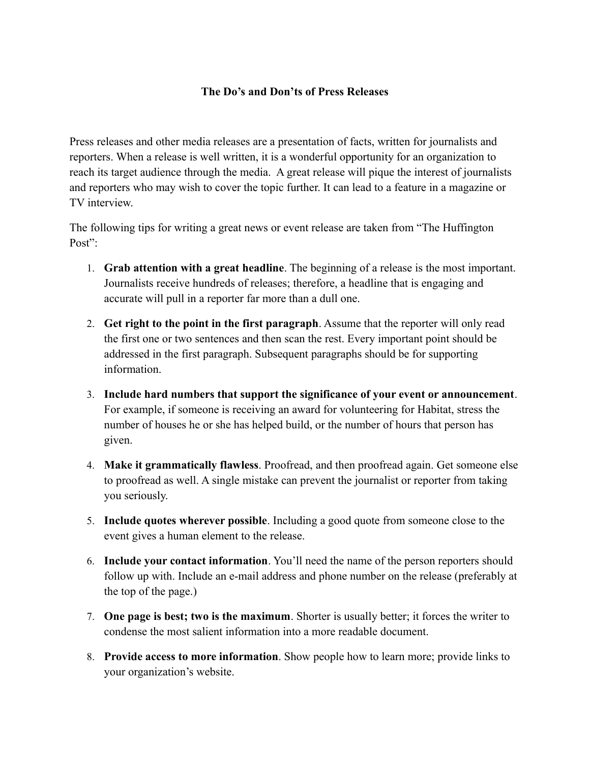# The Do's and Don'ts of Press Releases

Press releases and other media releases are a presentation of facts, written for journalists and reporters. When a release is well written, it is a wonderful opportunity for an organization to reach its target audience through the media. A great release will pique the interest of journalists and reporters who may wish to cover the topic further. It can lead to a feature in a magazine or TV interview.

The following tips for writing a great news or event release are taken from "The Huffington Post":

1. **Grab attention with a great headline**. The beginning of a release is the most important. Journalists receive hundreds of releases; therefore, a headline that is engaging and accurate will pull in a reporter far more than a dull one.
2. **Get right to the point in the first paragraph**. Assume that the reporter will only read the first one or two sentences and then scan the rest. Every important point should be addressed in the first paragraph. Subsequent paragraphs should be for supporting information.
3. **Include hard numbers that support the significance of your event or announcement**. For example, if someone is receiving an award for volunteering for Habitat, stress the number of houses he or she has helped build, or the number of hours that person has given.
4. **Make it grammatically flawless**. Proofread, and then proofread again. Get someone else to proofread as well. A single mistake can prevent the journalist or reporter from taking you seriously.
5. **Include quotes wherever possible**. Including a good quote from someone close to the event gives a human element to the release.
6. **Include your contact information**. You'll need the name of the person reporters should follow up with. Include an e-mail address and phone number on the release (preferably at the top of the page.)
7. **One page is best; two is the maximum**. Shorter is usually better; it forces the writer to condense the most salient information into a more readable document.
8. **Provide access to more information**. Show people how to learn more; provide links to your organization's website.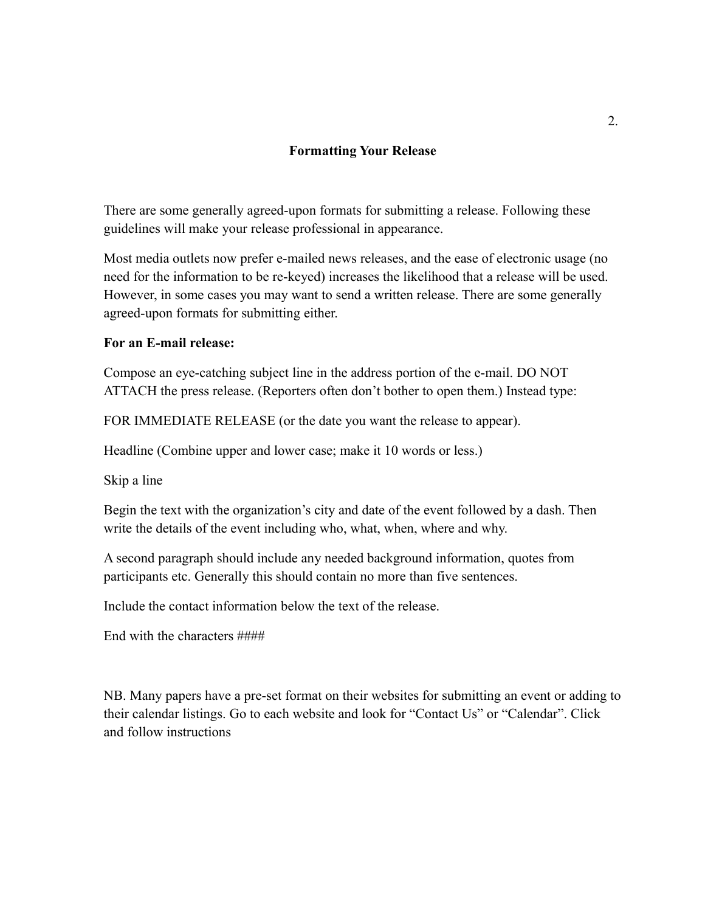## Formatting Your Release

There are some generally agreed-upon formats for submitting a release. Following these guidelines will make your release professional in appearance.

Most media outlets now prefer e-mailed news releases, and the ease of electronic usage (no need for the information to be re-keyed) increases the likelihood that a release will be used. However, in some cases you may want to send a written release. There are some generally agreed-upon formats for submitting either.

**For an E-mail release:**

Compose an eye-catching subject line in the address portion of the e-mail. DO NOT ATTACH the press release. (Reporters often don't bother to open them.) Instead type:

FOR IMMEDIATE RELEASE (or the date you want the release to appear).

Headline (Combine upper and lower case; make it 10 words or less.)

Skip a line

Begin the text with the organization's city and date of the event followed by a dash. Then write the details of the event including who, what, when, where and why.

A second paragraph should include any needed background information, quotes from participants etc. Generally this should contain no more than five sentences.

Include the contact information below the text of the release.

End with the characters ####

NB. Many papers have a pre-set format on their websites for submitting an event or adding to their calendar listings. Go to each website and look for "Contact Us" or "Calendar". Click and follow instructions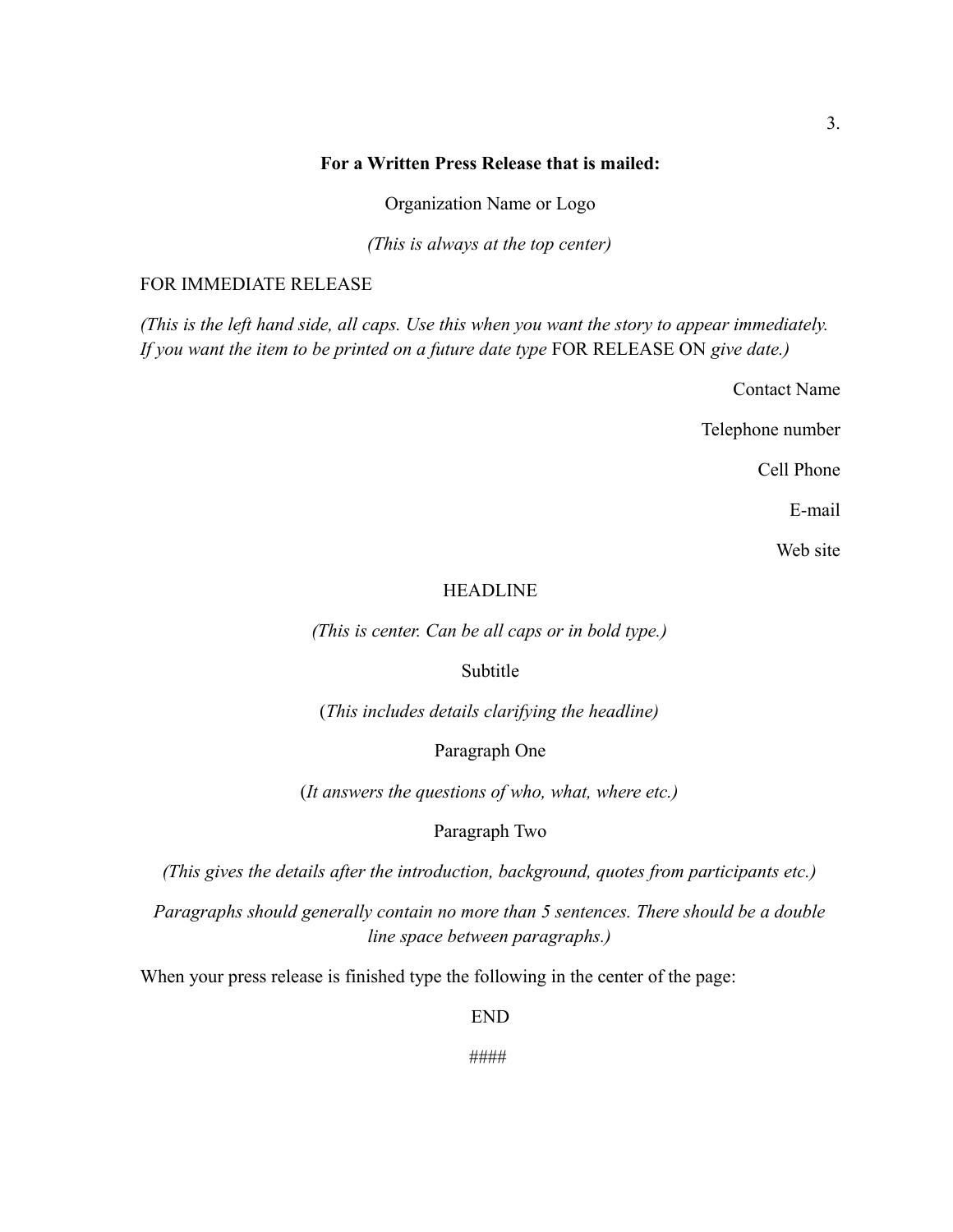**For a Written Press Release that is mailed:**

Organization Name or Logo

*(This is always at the top center)*

FOR IMMEDIATE RELEASE

*(This is the left hand side, all caps. Use this when you want the story to appear immediately. If you want the item to be printed on a future date type* FOR RELEASE ON *give date.)*

Contact Name

Telephone number

Cell Phone

E-mail

Web site

HEADLINE

*(This is center. Can be all caps or in bold type.)*

Subtitle

(*This includes details clarifying the headline)*

Paragraph One

(*It answers the questions of who, what, where etc.)*

Paragraph Two

*(This gives the details after the introduction, background, quotes from participants etc.)*

*Paragraphs should generally contain no more than 5 sentences. There should be a double line space between paragraphs.)*

When your press release is finished type the following in the center of the page:

END

####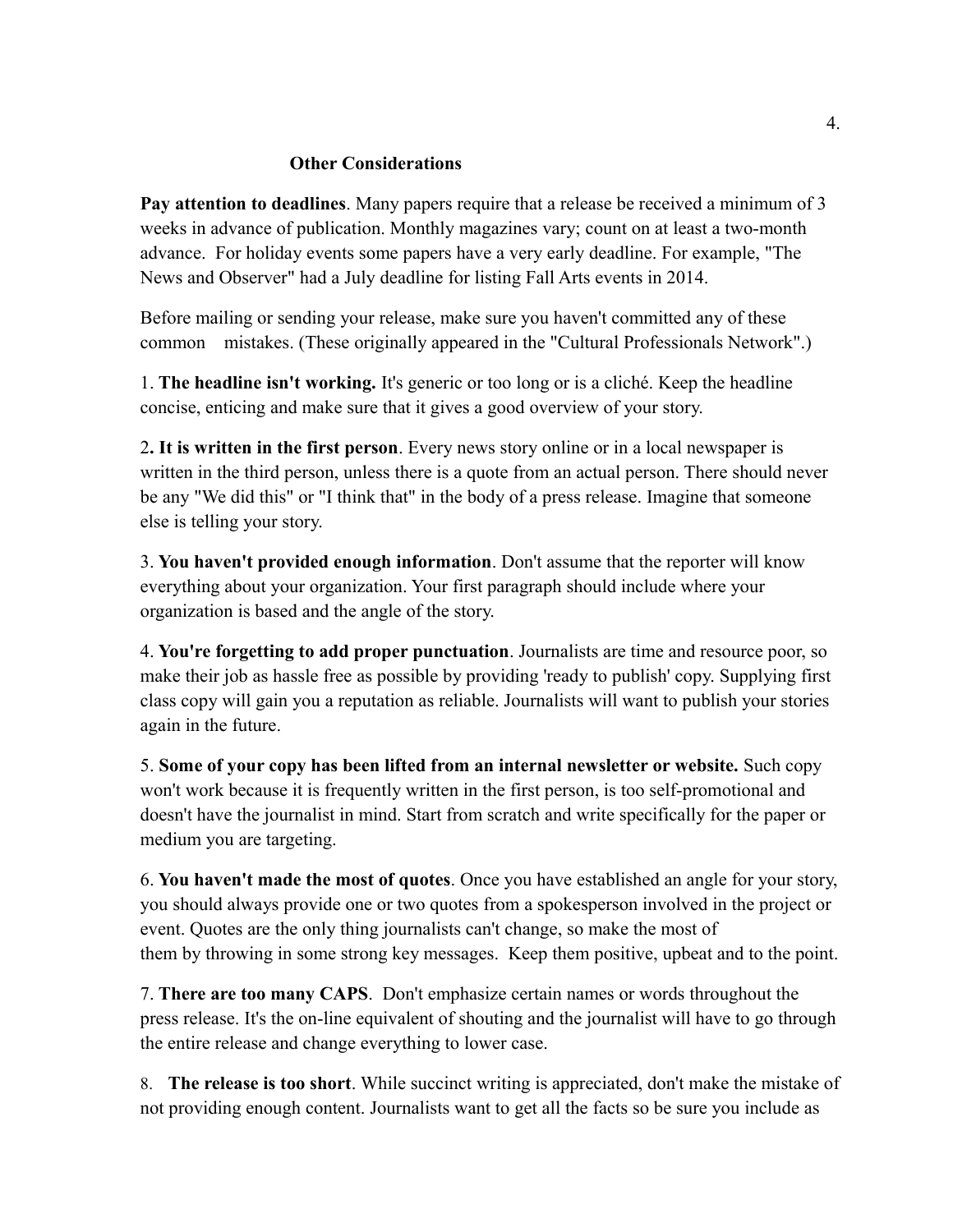## Other Considerations

**Pay attention to deadlines**. Many papers require that a release be received a minimum of 3 weeks in advance of publication. Monthly magazines vary; count on at least a two-month advance. For holiday events some papers have a very early deadline. For example, "The News and Observer" had a July deadline for listing Fall Arts events in 2014.

Before mailing or sending your release, make sure you haven't committed any of these common mistakes. (These originally appeared in the "Cultural Professionals Network".)

1. **The headline isn't working.** It's generic or too long or is a cliché. Keep the headline concise, enticing and make sure that it gives a good overview of your story.

2**. It is written in the first person**. Every news story online or in a local newspaper is written in the third person, unless there is a quote from an actual person. There should never be any "We did this" or "I think that" in the body of a press release. Imagine that someone else is telling your story.

3. **You haven't provided enough information**. Don't assume that the reporter will know everything about your organization. Your first paragraph should include where your organization is based and the angle of the story.

4. **You're forgetting to add proper punctuation**. Journalists are time and resource poor, so make their job as hassle free as possible by providing 'ready to publish' copy. Supplying first class copy will gain you a reputation as reliable. Journalists will want to publish your stories again in the future.

5. **Some of your copy has been lifted from an internal newsletter or website.** Such copy won't work because it is frequently written in the first person, is too self-promotional and doesn't have the journalist in mind. Start from scratch and write specifically for the paper or medium you are targeting.

6. **You haven't made the most of quotes**. Once you have established an angle for your story, you should always provide one or two quotes from a spokesperson involved in the project or event. Quotes are the only thing journalists can't change, so make the most of them by throwing in some strong key messages. Keep them positive, upbeat and to the point.

7. **There are too many CAPS**. Don't emphasize certain names or words throughout the press release. It's the on-line equivalent of shouting and the journalist will have to go through the entire release and change everything to lower case.

8. **The release is too short**. While succinct writing is appreciated, don't make the mistake of not providing enough content. Journalists want to get all the facts so be sure you include as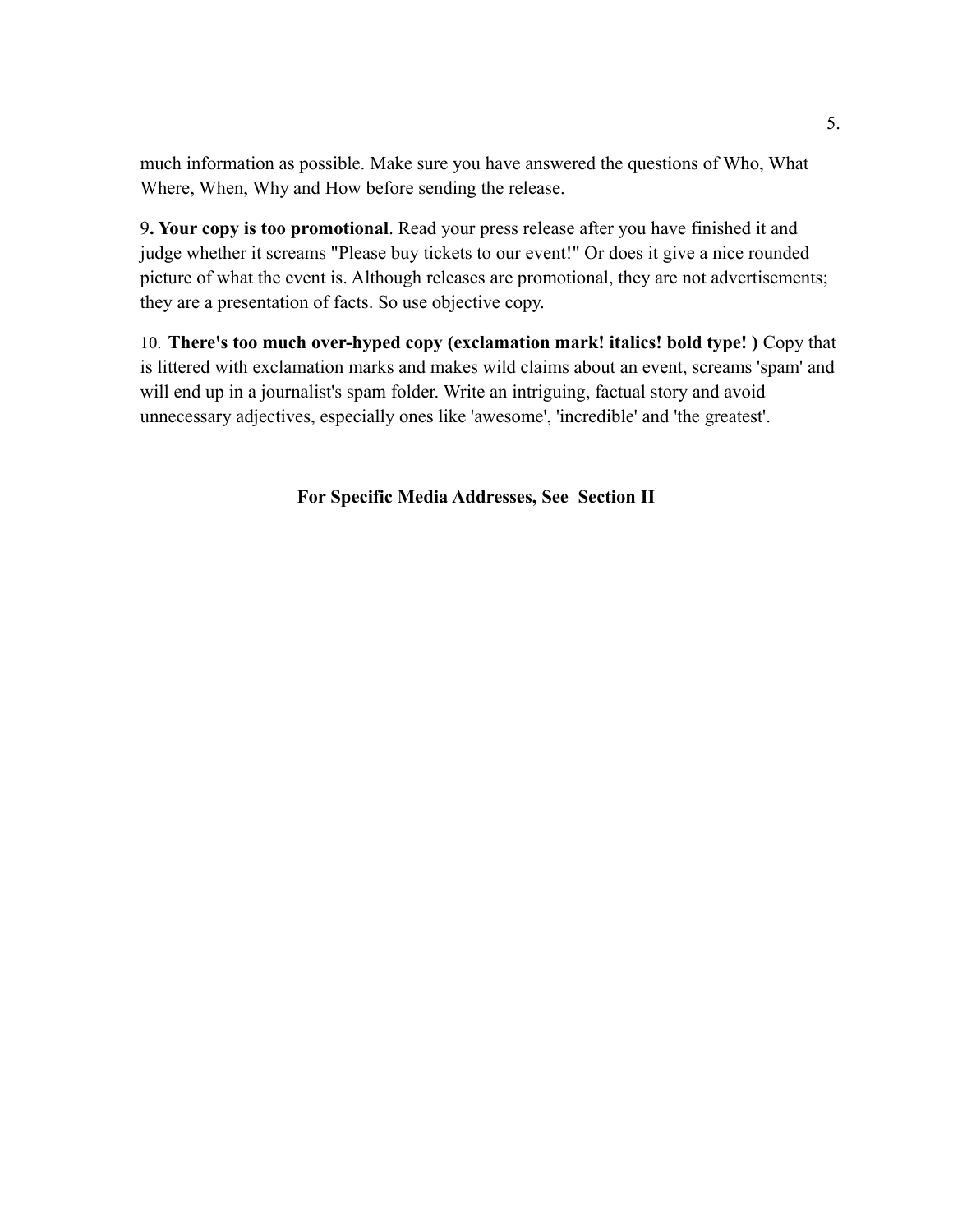much information as possible. Make sure you have answered the questions of Who, What Where, When, Why and How before sending the release.

9**. Your copy is too promotional**. Read your press release after you have finished it and judge whether it screams "Please buy tickets to our event!" Or does it give a nice rounded picture of what the event is. Although releases are promotional, they are not advertisements; they are a presentation of facts. So use objective copy.

10. **There's too much over-hyped copy (exclamation mark! italics! bold type! )** Copy that is littered with exclamation marks and makes wild claims about an event, screams 'spam' and will end up in a journalist's spam folder. Write an intriguing, factual story and avoid unnecessary adjectives, especially ones like 'awesome', 'incredible' and 'the greatest'.

**For Specific Media Addresses, See Section II**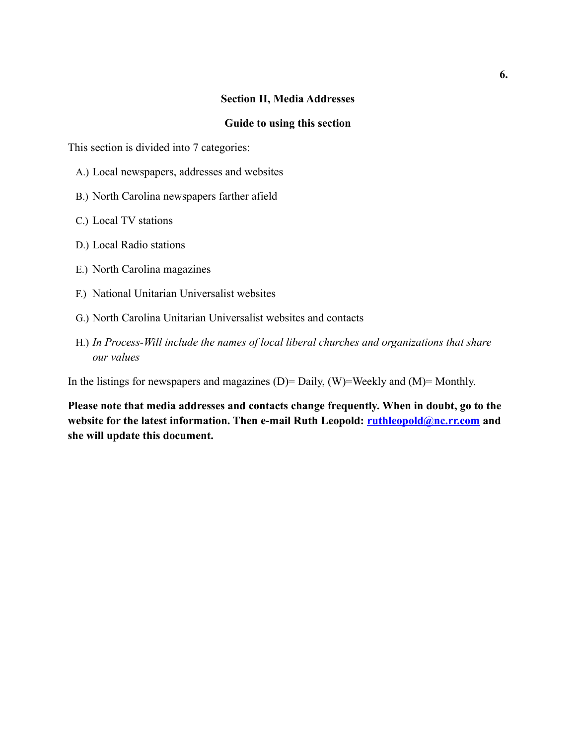## Section II, Media Addresses

### Guide to using this section

This section is divided into 7 categories:

A.) Local newspapers, addresses and websites

B.) North Carolina newspapers farther afield

C.) Local TV stations

D.) Local Radio stations

E.) North Carolina magazines

F.) National Unitarian Universalist websites

G.) North Carolina Unitarian Universalist websites and contacts

H.) *In Process-Will include the names of local liberal churches and organizations that share our values*

In the listings for newspapers and magazines (D)= Daily, (W)=Weekly and (M)= Monthly.

**Please note that media addresses and contacts change frequently. When in doubt, go to the website for the latest information. Then e-mail Ruth Leopold: ruthleopold@nc.rr.com and she will update this document.**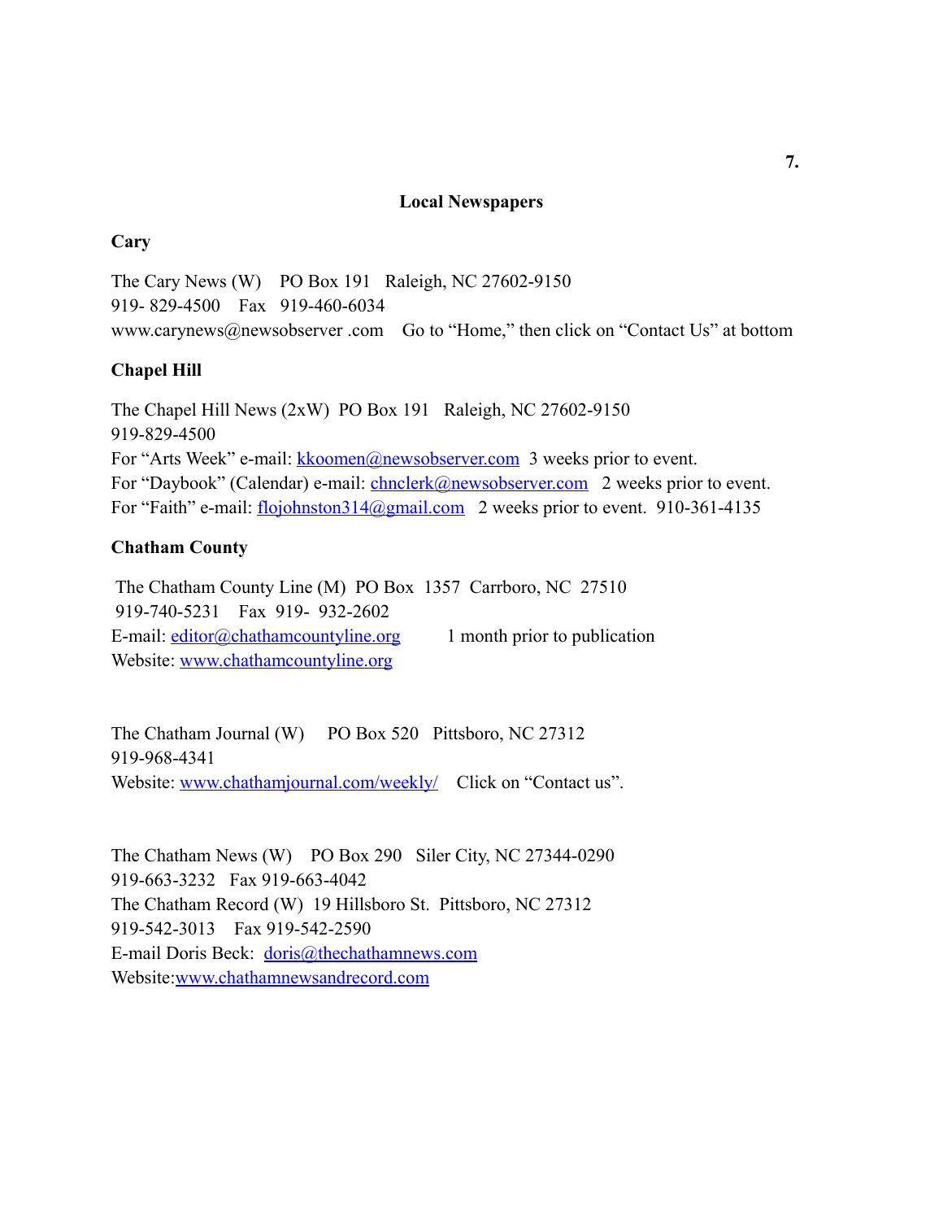## Local Newspapers

### Cary

The Cary News (W) PO Box 191 Raleigh, NC 27602-9150
919- 829-4500 Fax 919-460-6034
www.carynews@newsobserver .com Go to "Home," then click on "Contact Us" at bottom

### Chapel Hill

The Chapel Hill News (2xW) PO Box 191 Raleigh, NC 27602-9150
919-829-4500
For "Arts Week" e-mail: kkoomen@newsobserver.com 3 weeks prior to event.
For "Daybook" (Calendar) e-mail: chnclerk@newsobserver.com 2 weeks prior to event.
For "Faith" e-mail: flojohnston314@gmail.com 2 weeks prior to event. 910-361-4135

### Chatham County

The Chatham County Line (M) PO Box 1357 Carrboro, NC 27510
919-740-5231 Fax 919- 932-2602
E-mail: editor@chathamcountyline.org 1 month prior to publication
Website: www.chathamcountyline.org

The Chatham Journal (W) PO Box 520 Pittsboro, NC 27312
919-968-4341
Website: www.chathamjournal.com/weekly/ Click on "Contact us".

The Chatham News (W) PO Box 290 Siler City, NC 27344-0290
919-663-3232 Fax 919-663-4042
The Chatham Record (W) 19 Hillsboro St. Pittsboro, NC 27312
919-542-3013 Fax 919-542-2590
E-mail Doris Beck: doris@thechathamnews.com
Website:www.chathamnewsandrecord.com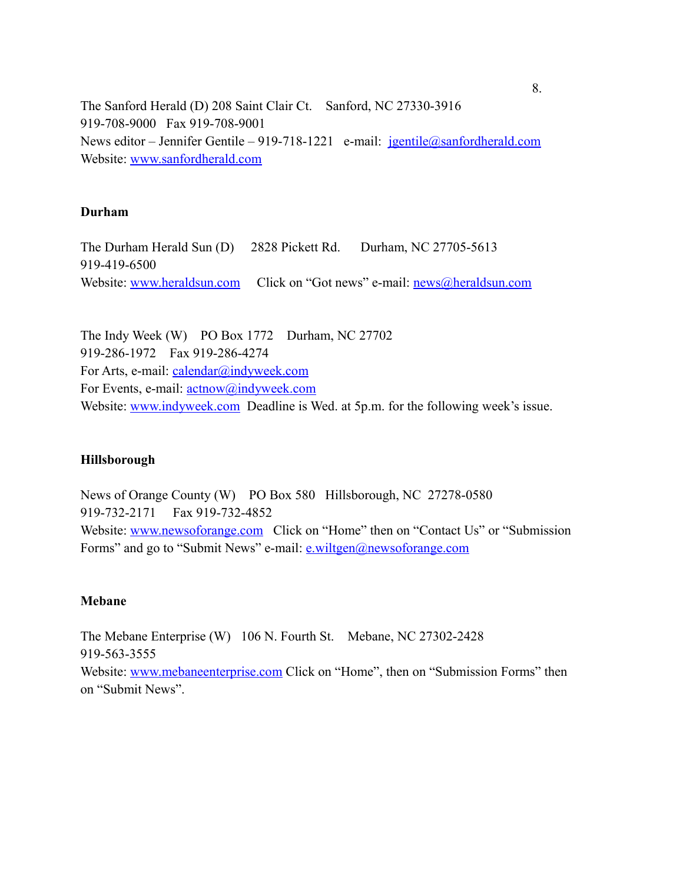The Sanford Herald (D) 208 Saint Clair Ct. Sanford, NC 27330-3916
919-708-9000 Fax 919-708-9001
News editor – Jennifer Gentile – 919-718-1221 e-mail: jgentile@sanfordherald.com
Website: www.sanfordherald.com

**Durham**

The Durham Herald Sun (D) 2828 Pickett Rd. Durham, NC 27705-5613
919-419-6500
Website: www.heraldsun.com Click on "Got news" e-mail: news@heraldsun.com

The Indy Week (W) PO Box 1772 Durham, NC 27702
919-286-1972 Fax 919-286-4274
For Arts, e-mail: calendar@indyweek.com
For Events, e-mail: actnow@indyweek.com
Website: www.indyweek.com Deadline is Wed. at 5p.m. for the following week's issue.

**Hillsborough**

News of Orange County (W) PO Box 580 Hillsborough, NC 27278-0580
919-732-2171 Fax 919-732-4852
Website: www.newsoforange.com Click on "Home" then on "Contact Us" or "Submission Forms" and go to "Submit News" e-mail: e.wiltgen@newsoforange.com

**Mebane**

The Mebane Enterprise (W) 106 N. Fourth St. Mebane, NC 27302-2428
919-563-3555
Website: www.mebaneenterprise.com Click on "Home", then on "Submission Forms" then on "Submit News".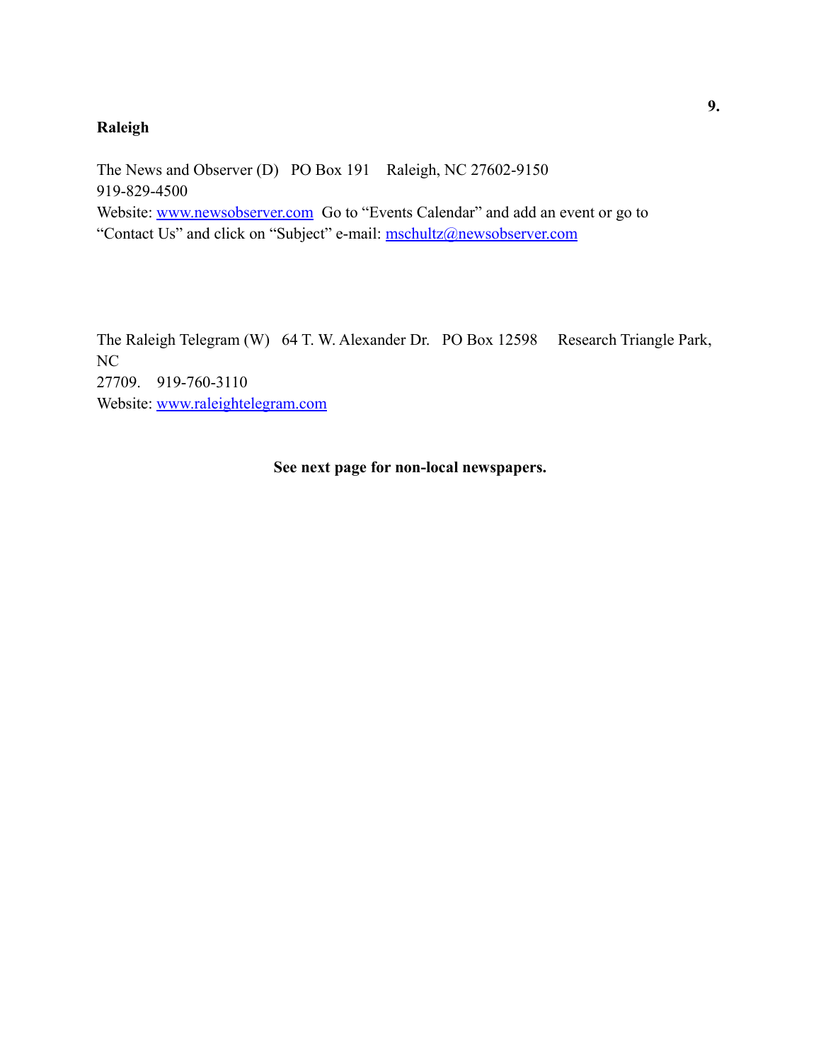**Raleigh**

The News and Observer (D) PO Box 191 Raleigh, NC 27602-9150
919-829-4500
Website: www.newsobserver.com Go to "Events Calendar" and add an event or go to "Contact Us" and click on "Subject" e-mail: mschultz@newsobserver.com

The Raleigh Telegram (W) 64 T. W. Alexander Dr. PO Box 12598 Research Triangle Park, NC
27709. 919-760-3110
Website: www.raleightelegram.com

**See next page for non-local newspapers.**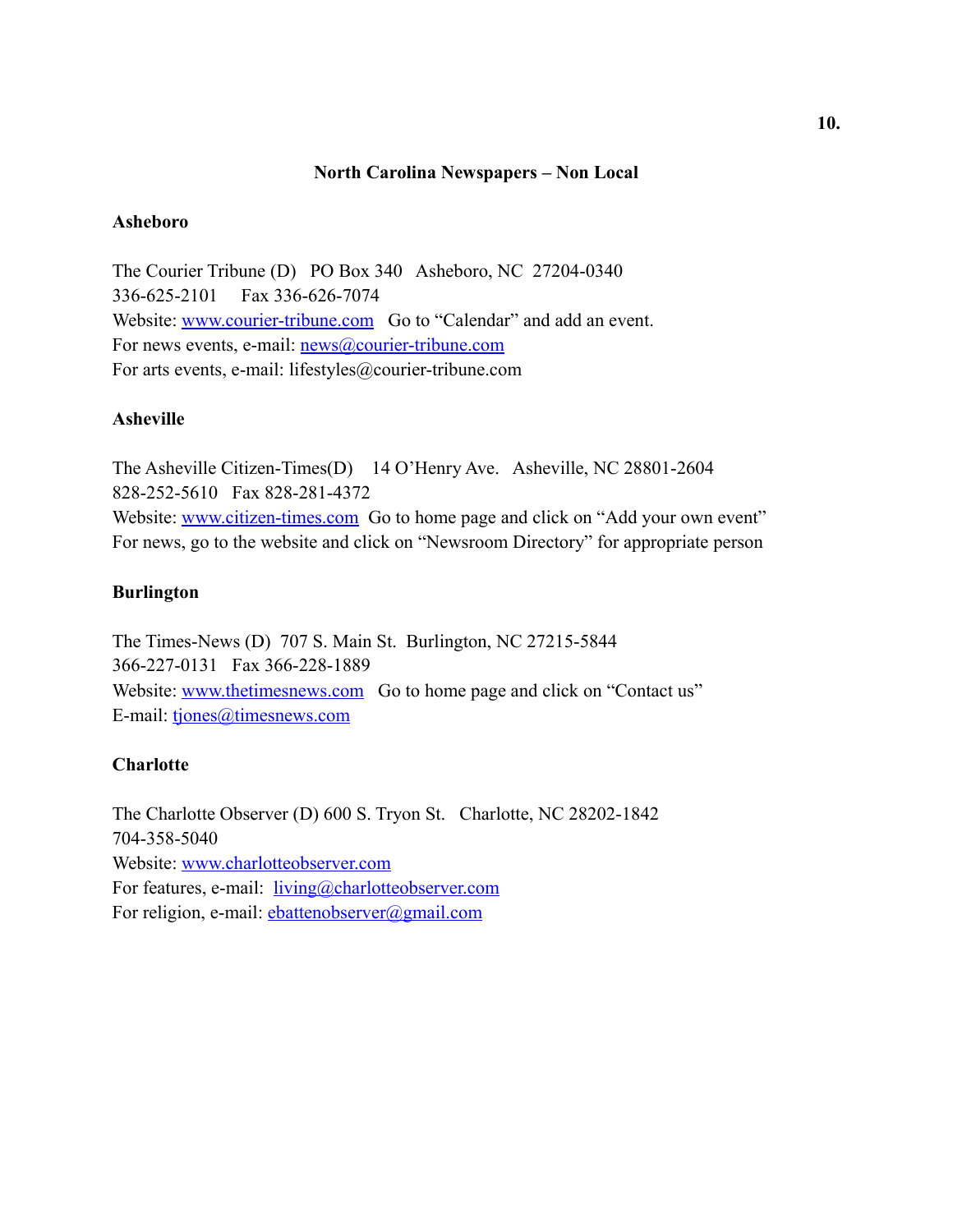## North Carolina Newspapers – Non Local

### Asheboro

The Courier Tribune (D) PO Box 340 Asheboro, NC 27204-0340
336-625-2101 Fax 336-626-7074
Website: www.courier-tribune.com Go to "Calendar" and add an event.
For news events, e-mail: news@courier-tribune.com
For arts events, e-mail: lifestyles@courier-tribune.com

### Asheville

The Asheville Citizen-Times(D) 14 O'Henry Ave. Asheville, NC 28801-2604
828-252-5610 Fax 828-281-4372
Website: www.citizen-times.com Go to home page and click on "Add your own event"
For news, go to the website and click on "Newsroom Directory" for appropriate person

### Burlington

The Times-News (D) 707 S. Main St. Burlington, NC 27215-5844
366-227-0131 Fax 366-228-1889
Website: www.thetimesnews.com Go to home page and click on "Contact us"
E-mail: tjones@timesnews.com

### Charlotte

The Charlotte Observer (D) 600 S. Tryon St. Charlotte, NC 28202-1842
704-358-5040
Website: www.charlotteobserver.com
For features, e-mail: living@charlotteobserver.com
For religion, e-mail: ebattenobserver@gmail.com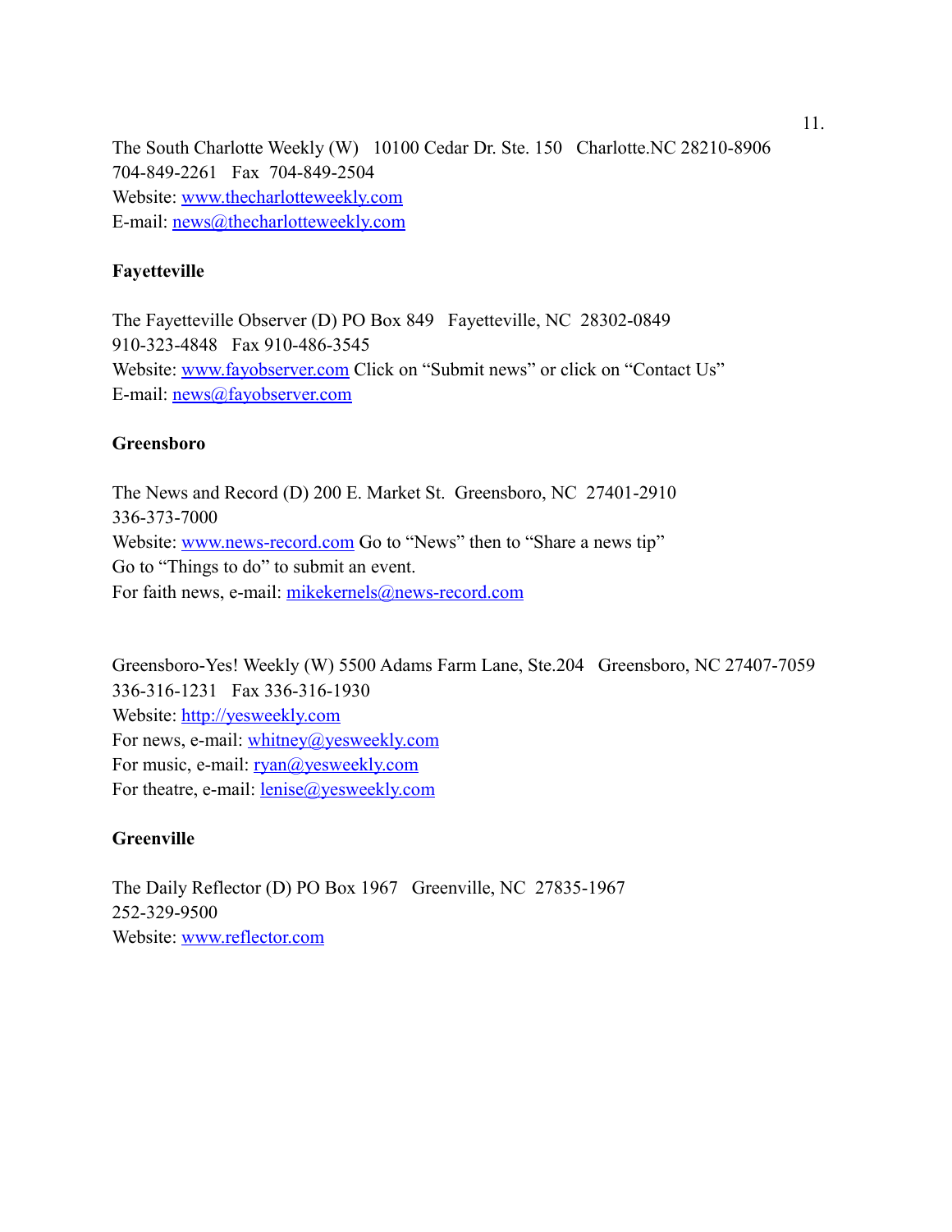The South Charlotte Weekly (W) 10100 Cedar Dr. Ste. 150 Charlotte.NC 28210-8906
704-849-2261 Fax 704-849-2504
Website: www.thecharlotteweekly.com
E-mail: news@thecharlotteweekly.com

**Fayetteville**

The Fayetteville Observer (D) PO Box 849 Fayetteville, NC 28302-0849
910-323-4848 Fax 910-486-3545
Website: www.fayobserver.com Click on "Submit news" or click on "Contact Us"
E-mail: news@fayobserver.com

**Greensboro**

The News and Record (D) 200 E. Market St. Greensboro, NC 27401-2910
336-373-7000
Website: www.news-record.com Go to "News" then to "Share a news tip"
Go to "Things to do" to submit an event.
For faith news, e-mail: mikekernels@news-record.com

Greensboro-Yes! Weekly (W) 5500 Adams Farm Lane, Ste.204 Greensboro, NC 27407-7059
336-316-1231 Fax 336-316-1930
Website: http://yesweekly.com
For news, e-mail: whitney@yesweekly.com
For music, e-mail: ryan@yesweekly.com
For theatre, e-mail: lenise@yesweekly.com

**Greenville**

The Daily Reflector (D) PO Box 1967 Greenville, NC 27835-1967
252-329-9500
Website: www.reflector.com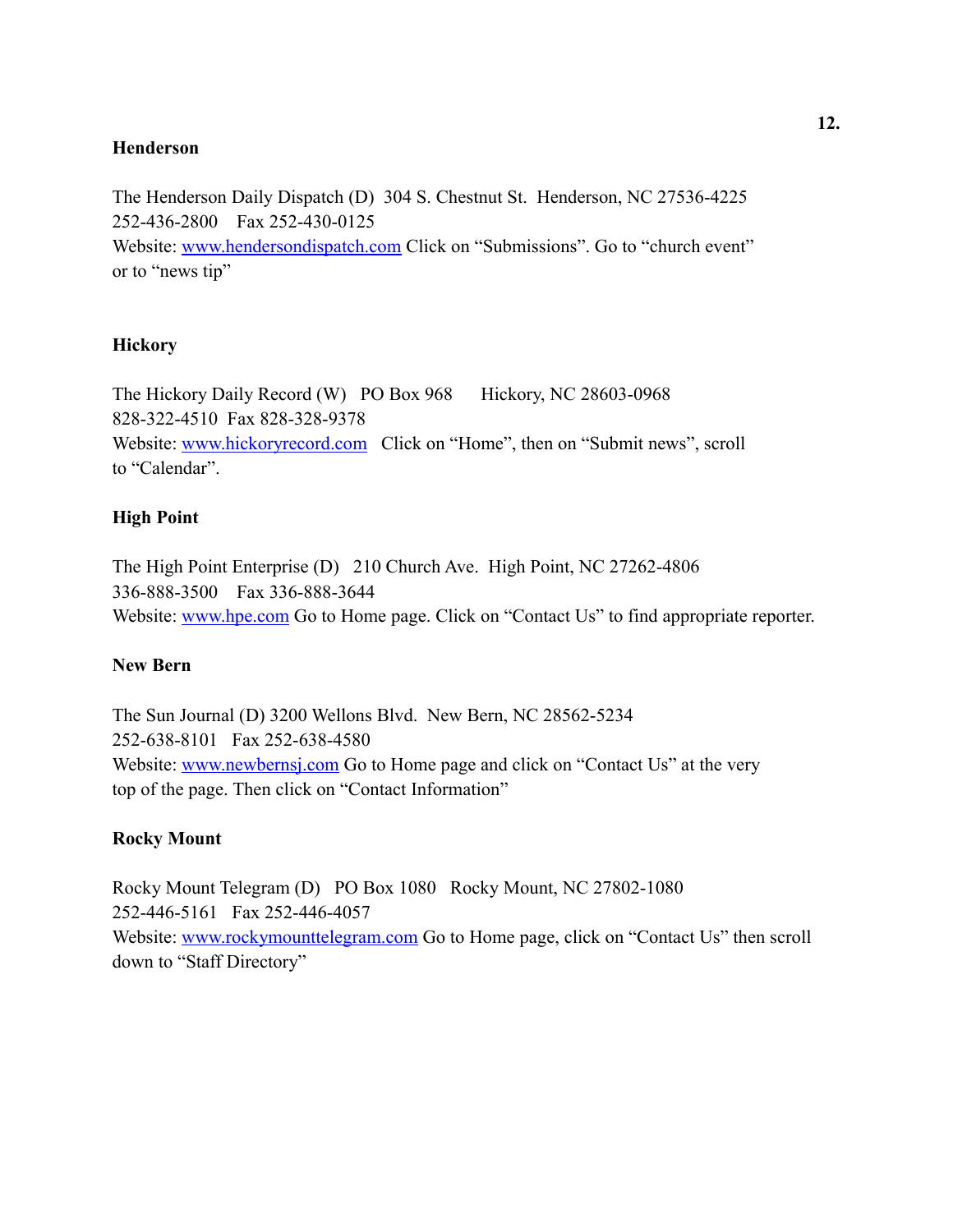**Henderson**

The Henderson Daily Dispatch (D) 304 S. Chestnut St. Henderson, NC 27536-4225
252-436-2800 Fax 252-430-0125
Website: www.hendersondispatch.com Click on "Submissions". Go to "church event" or to "news tip"

**Hickory**

The Hickory Daily Record (W) PO Box 968 Hickory, NC 28603-0968
828-322-4510 Fax 828-328-9378
Website: www.hickoryrecord.com Click on "Home", then on "Submit news", scroll to "Calendar".

**High Point**

The High Point Enterprise (D) 210 Church Ave. High Point, NC 27262-4806
336-888-3500 Fax 336-888-3644
Website: www.hpe.com Go to Home page. Click on "Contact Us" to find appropriate reporter.

**New Bern**

The Sun Journal (D) 3200 Wellons Blvd. New Bern, NC 28562-5234
252-638-8101 Fax 252-638-4580
Website: www.newbernsj.com Go to Home page and click on "Contact Us" at the very top of the page. Then click on "Contact Information"

**Rocky Mount**

Rocky Mount Telegram (D) PO Box 1080 Rocky Mount, NC 27802-1080
252-446-5161 Fax 252-446-4057
Website: www.rockymounttelegram.com Go to Home page, click on "Contact Us" then scroll down to "Staff Directory"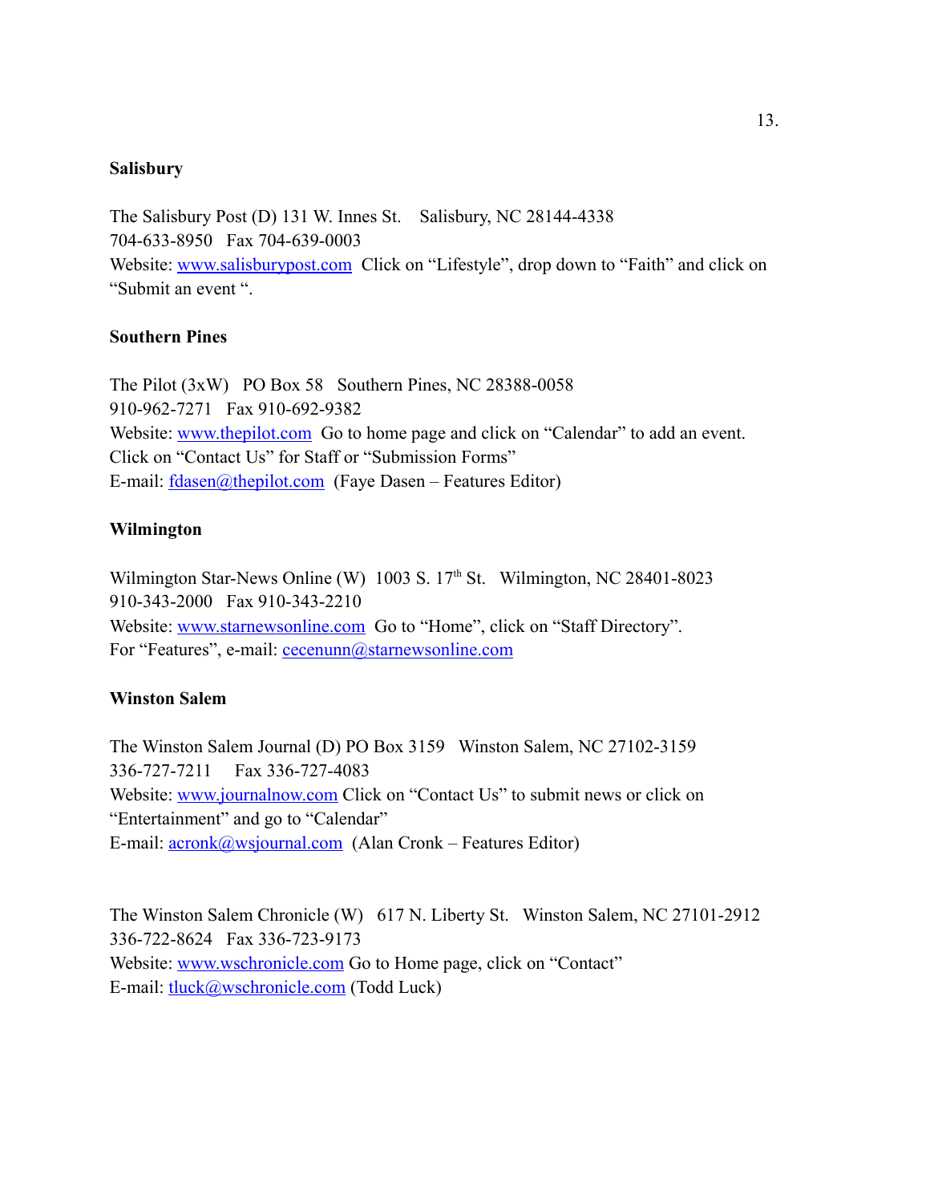**Salisbury**

The Salisbury Post (D) 131 W. Innes St.    Salisbury, NC 28144-4338
704-633-8950   Fax 704-639-0003
Website: www.salisburypost.com  Click on “Lifestyle”, drop down to “Faith” and click on “Submit an event “.

**Southern Pines**

The Pilot (3xW)   PO Box 58   Southern Pines, NC 28388-0058
910-962-7271   Fax 910-692-9382
Website: www.thepilot.com  Go to home page and click on “Calendar” to add an event.
Click on “Contact Us” for Staff or “Submission Forms”
E-mail: fdasen@thepilot.com  (Faye Dasen – Features Editor)

**Wilmington**

Wilmington Star-News Online (W)  1003 S. 17th St.   Wilmington, NC 28401-8023
910-343-2000   Fax 910-343-2210
Website: www.starnewsonline.com  Go to “Home”, click on “Staff Directory”.
For “Features”, e-mail: cecenunn@starnewsonline.com

**Winston Salem**

The Winston Salem Journal (D) PO Box 3159   Winston Salem, NC 27102-3159
336-727-7211     Fax 336-727-4083
Website: www.journalnow.com Click on “Contact Us” to submit news or click on “Entertainment” and go to “Calendar”
E-mail: acronk@wsjournal.com  (Alan Cronk – Features Editor)

The Winston Salem Chronicle (W)   617 N. Liberty St.   Winston Salem, NC 27101-2912
336-722-8624   Fax 336-723-9173
Website: www.wschronicle.com Go to Home page, click on “Contact”
E-mail: tluck@wschronicle.com (Todd Luck)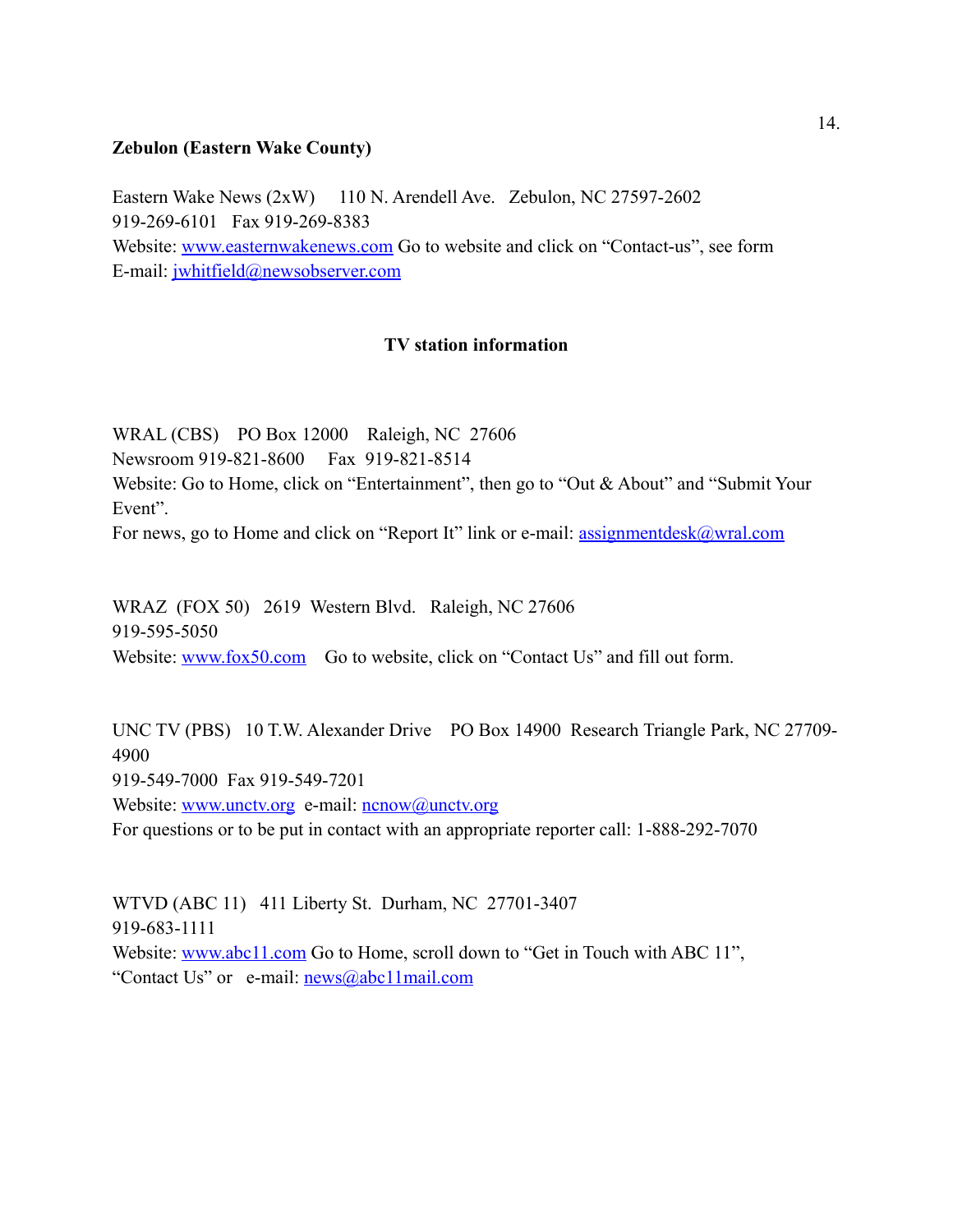**Zebulon (Eastern Wake County)**

Eastern Wake News (2xW) 110 N. Arendell Ave. Zebulon, NC 27597-2602
919-269-6101 Fax 919-269-8383
Website: www.easternwakenews.com Go to website and click on "Contact-us", see form
E-mail: jwhitfield@newsobserver.com

## TV station information

WRAL (CBS) PO Box 12000 Raleigh, NC 27606
Newsroom 919-821-8600 Fax 919-821-8514
Website: Go to Home, click on "Entertainment", then go to "Out & About" and "Submit Your Event".
For news, go to Home and click on "Report It" link or e-mail: assignmentdesk@wral.com

WRAZ (FOX 50) 2619 Western Blvd. Raleigh, NC 27606
919-595-5050
Website: www.fox50.com Go to website, click on "Contact Us" and fill out form.

UNC TV (PBS) 10 T.W. Alexander Drive PO Box 14900 Research Triangle Park, NC 27709-4900
919-549-7000 Fax 919-549-7201
Website: www.unctv.org e-mail: ncnow@unctv.org
For questions or to be put in contact with an appropriate reporter call: 1-888-292-7070

WTVD (ABC 11) 411 Liberty St. Durham, NC 27701-3407
919-683-1111
Website: www.abc11.com Go to Home, scroll down to "Get in Touch with ABC 11", "Contact Us" or e-mail: news@abc11mail.com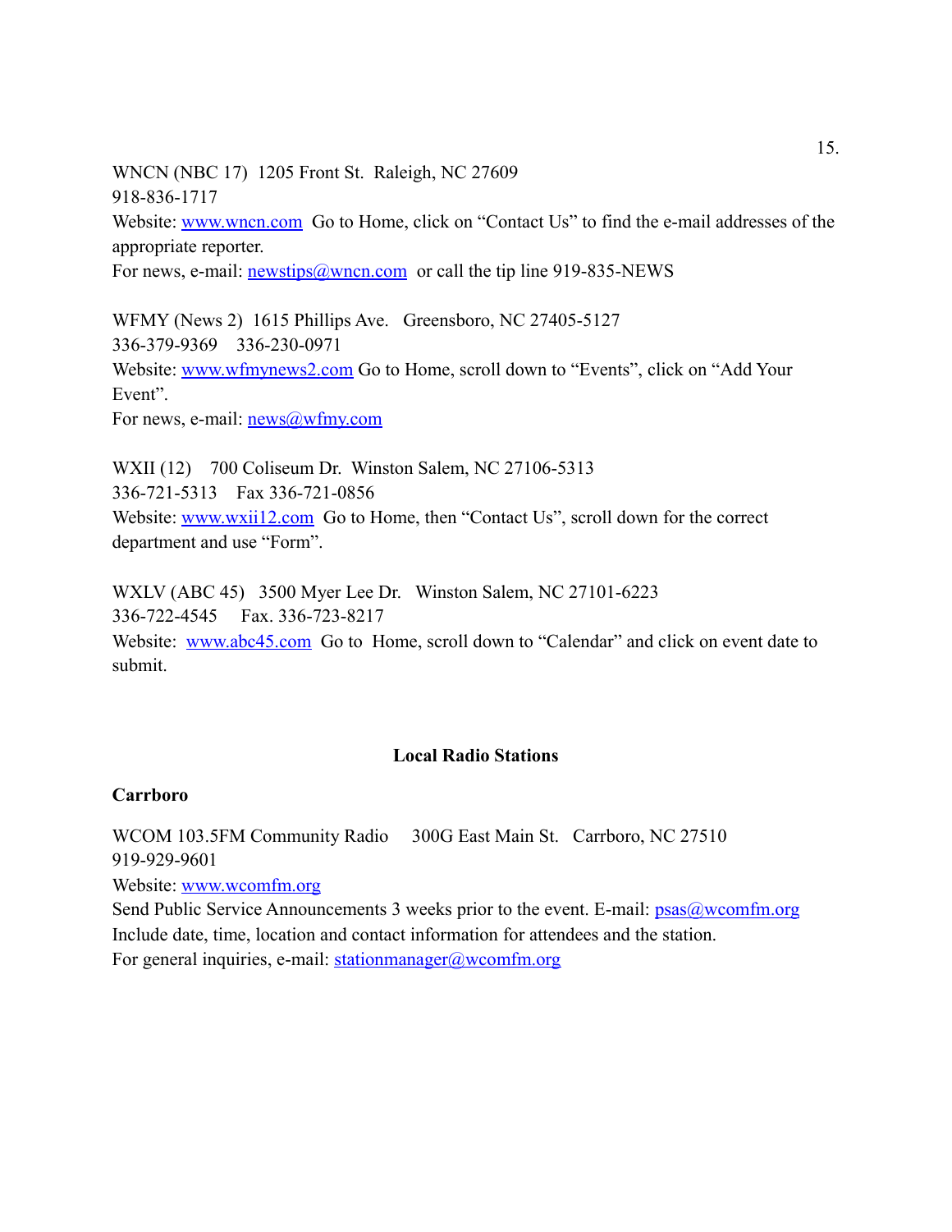WNCN (NBC 17) 1205 Front St. Raleigh, NC 27609
918-836-1717
Website: www.wncn.com Go to Home, click on "Contact Us" to find the e-mail addresses of the appropriate reporter.
For news, e-mail: newstips@wncn.com or call the tip line 919-835-NEWS

WFMY (News 2) 1615 Phillips Ave. Greensboro, NC 27405-5127
336-379-9369 336-230-0971
Website: www.wfmynews2.com Go to Home, scroll down to "Events", click on "Add Your Event".
For news, e-mail: news@wfmy.com

WXII (12) 700 Coliseum Dr. Winston Salem, NC 27106-5313
336-721-5313 Fax 336-721-0856
Website: www.wxii12.com Go to Home, then "Contact Us", scroll down for the correct department and use "Form".

WXLV (ABC 45) 3500 Myer Lee Dr. Winston Salem, NC 27101-6223
336-722-4545 Fax. 336-723-8217
Website: www.abc45.com Go to Home, scroll down to "Calendar" and click on event date to submit.

## Local Radio Stations

**Carrboro**

WCOM 103.5FM Community Radio 300G East Main St. Carrboro, NC 27510
919-929-9601
Website: www.wcomfm.org
Send Public Service Announcements 3 weeks prior to the event. E-mail: psas@wcomfm.org
Include date, time, location and contact information for attendees and the station.
For general inquiries, e-mail: stationmanager@wcomfm.org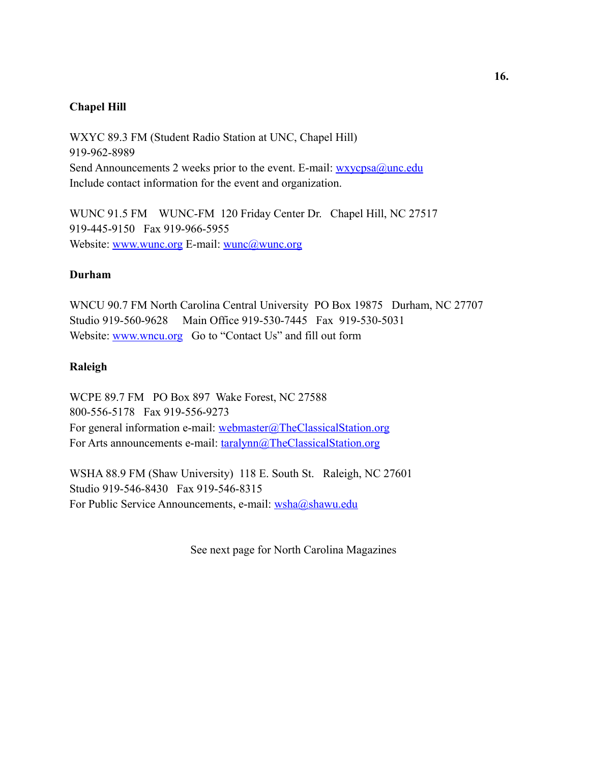**Chapel Hill**

WXYC 89.3 FM (Student Radio Station at UNC, Chapel Hill)
919-962-8989
Send Announcements 2 weeks prior to the event. E-mail: wxycpsa@unc.edu
Include contact information for the event and organization.

WUNC 91.5 FM    WUNC-FM  120 Friday Center Dr.   Chapel Hill, NC 27517
919-445-9150   Fax 919-966-5955
Website: www.wunc.org E-mail: wunc@wunc.org

**Durham**

WNCU 90.7 FM North Carolina Central University  PO Box 19875   Durham, NC 27707
Studio 919-560-9628     Main Office 919-530-7445   Fax  919-530-5031
Website: www.wncu.org   Go to "Contact Us" and fill out form

**Raleigh**

WCPE 89.7 FM   PO Box 897  Wake Forest, NC 27588
800-556-5178   Fax 919-556-9273
For general information e-mail: webmaster@TheClassicalStation.org
For Arts announcements e-mail: taralynn@TheClassicalStation.org

WSHA 88.9 FM (Shaw University)  118 E. South St.   Raleigh, NC 27601
Studio 919-546-8430   Fax 919-546-8315
For Public Service Announcements, e-mail: wsha@shawu.edu

See next page for North Carolina Magazines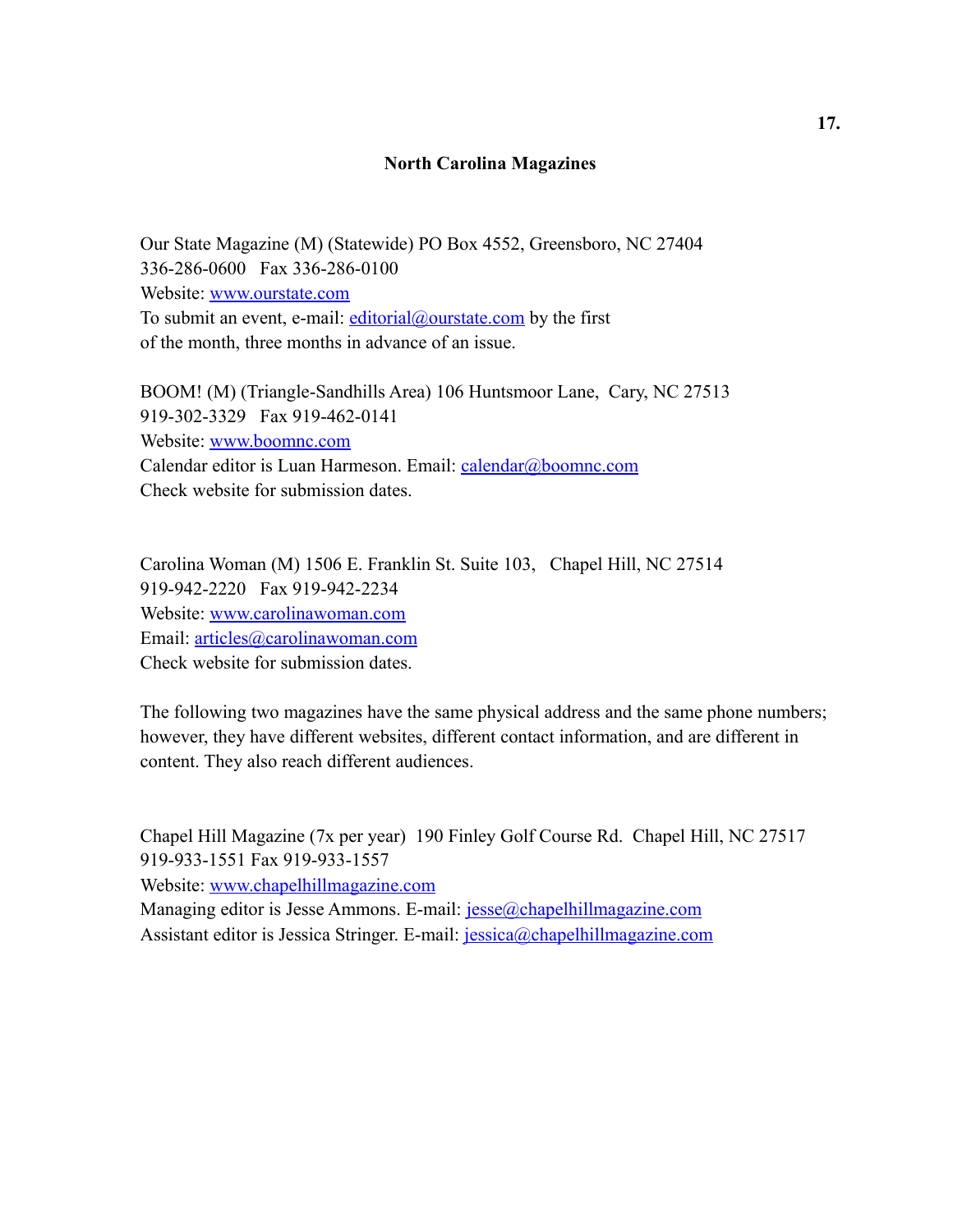## North Carolina Magazines

Our State Magazine (M) (Statewide) PO Box 4552, Greensboro, NC 27404
336-286-0600   Fax 336-286-0100
Website: www.ourstate.com
To submit an event, e-mail: editorial@ourstate.com by the first of the month, three months in advance of an issue.

BOOM! (M) (Triangle-Sandhills Area) 106 Huntsmoor Lane, Cary, NC 27513
919-302-3329   Fax 919-462-0141
Website: www.boomnc.com
Calendar editor is Luan Harmeson. Email: calendar@boomnc.com
Check website for submission dates.

Carolina Woman (M) 1506 E. Franklin St. Suite 103, Chapel Hill, NC 27514
919-942-2220   Fax 919-942-2234
Website: www.carolinawoman.com
Email: articles@carolinawoman.com
Check website for submission dates.

The following two magazines have the same physical address and the same phone numbers; however, they have different websites, different contact information, and are different in content. They also reach different audiences.

Chapel Hill Magazine (7x per year) 190 Finley Golf Course Rd. Chapel Hill, NC 27517
919-933-1551 Fax 919-933-1557
Website: www.chapelhillmagazine.com
Managing editor is Jesse Ammons. E-mail: jesse@chapelhillmagazine.com
Assistant editor is Jessica Stringer. E-mail: jessica@chapelhillmagazine.com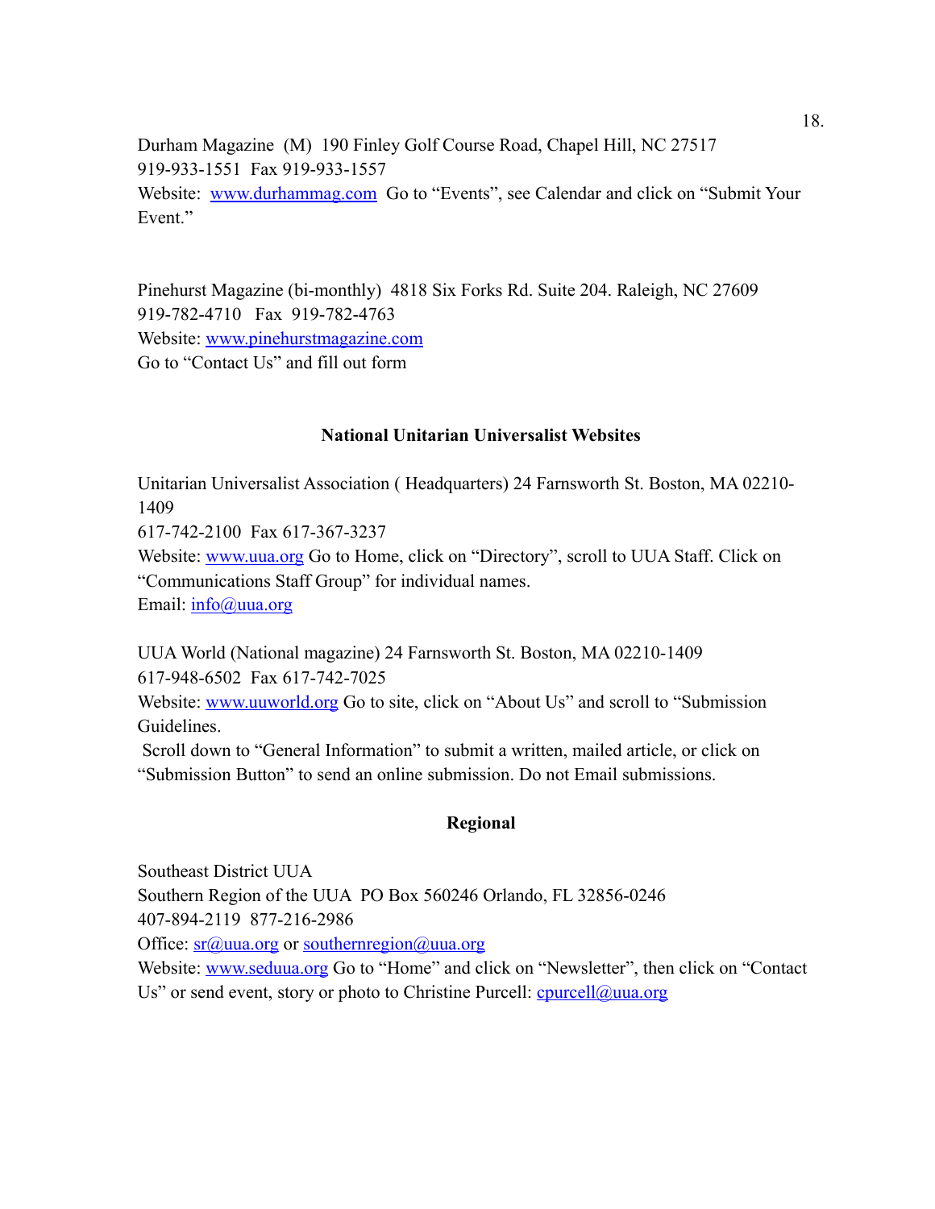Durham Magazine (M) 190 Finley Golf Course Road, Chapel Hill, NC 27517
919-933-1551 Fax 919-933-1557
Website: www.durhammag.com Go to "Events", see Calendar and click on "Submit Your Event."

Pinehurst Magazine (bi-monthly) 4818 Six Forks Rd. Suite 204. Raleigh, NC 27609
919-782-4710 Fax 919-782-4763
Website: www.pinehurstmagazine.com
Go to "Contact Us" and fill out form

**National Unitarian Universalist Websites**

Unitarian Universalist Association ( Headquarters) 24 Farnsworth St. Boston, MA 02210-1409
617-742-2100 Fax 617-367-3237
Website: www.uua.org Go to Home, click on "Directory", scroll to UUA Staff. Click on "Communications Staff Group" for individual names.
Email: info@uua.org

UUA World (National magazine) 24 Farnsworth St. Boston, MA 02210-1409
617-948-6502 Fax 617-742-7025
Website: www.uuworld.org Go to site, click on "About Us" and scroll to "Submission Guidelines.
Scroll down to "General Information" to submit a written, mailed article, or click on "Submission Button" to send an online submission. Do not Email submissions.

**Regional**

Southeast District UUA
Southern Region of the UUA PO Box 560246 Orlando, FL 32856-0246
407-894-2119 877-216-2986
Office: sr@uua.org or southernregion@uua.org
Website: www.seduua.org Go to "Home" and click on "Newsletter", then click on "Contact Us" or send event, story or photo to Christine Purcell: cpurcell@uua.org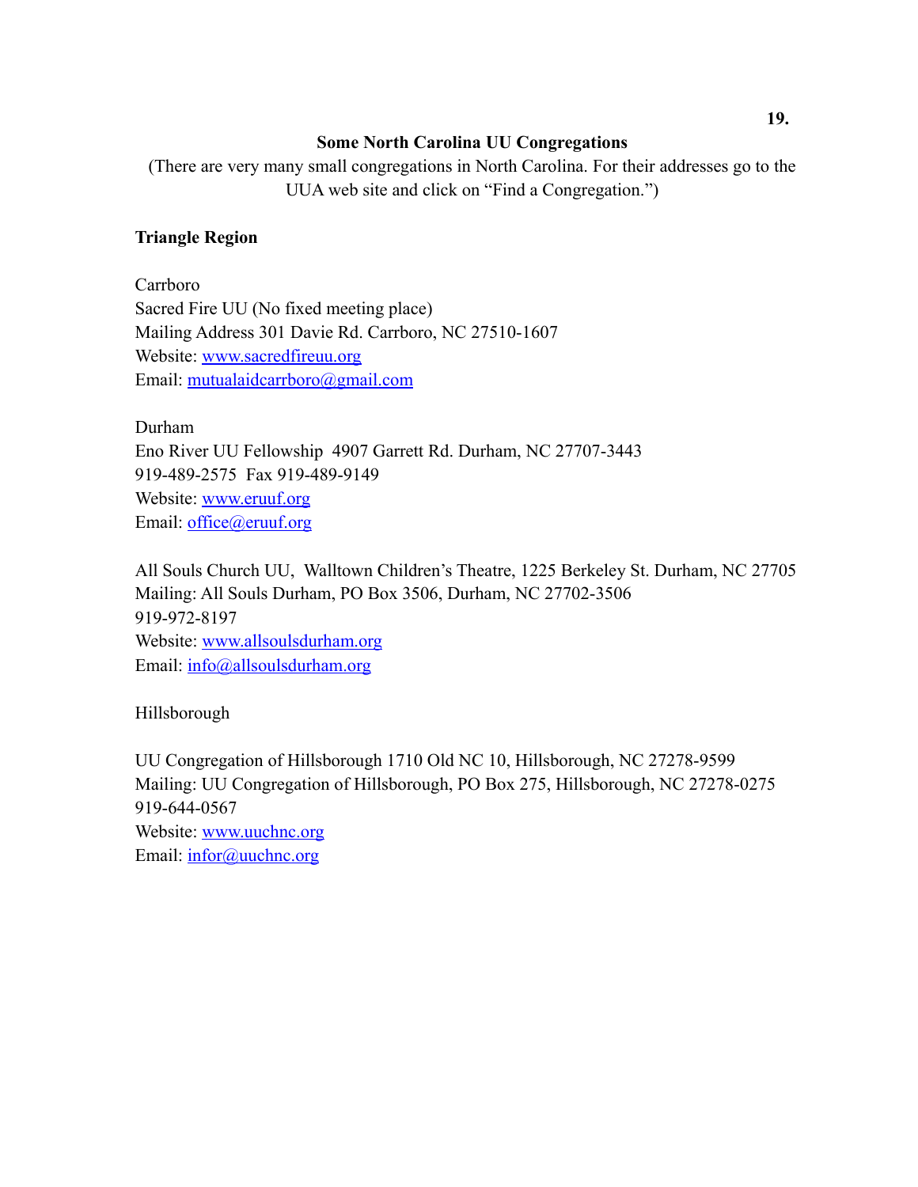## Some North Carolina UU Congregations

(There are very many small congregations in North Carolina. For their addresses go to the UUA web site and click on "Find a Congregation.")

**Triangle Region**

Carrboro
Sacred Fire UU (No fixed meeting place)
Mailing Address 301 Davie Rd. Carrboro, NC 27510-1607
Website: www.sacredfireuu.org
Email: mutualaidcarrboro@gmail.com

Durham
Eno River UU Fellowship 4907 Garrett Rd. Durham, NC 27707-3443
919-489-2575 Fax 919-489-9149
Website: www.eruuf.org
Email: office@eruuf.org

All Souls Church UU, Walltown Children's Theatre, 1225 Berkeley St. Durham, NC 27705
Mailing: All Souls Durham, PO Box 3506, Durham, NC 27702-3506
919-972-8197
Website: www.allsoulsdurham.org
Email: info@allsoulsdurham.org

Hillsborough

UU Congregation of Hillsborough 1710 Old NC 10, Hillsborough, NC 27278-9599
Mailing: UU Congregation of Hillsborough, PO Box 275, Hillsborough, NC 27278-0275
919-644-0567
Website: www.uuchnc.org
Email: infor@uuchnc.org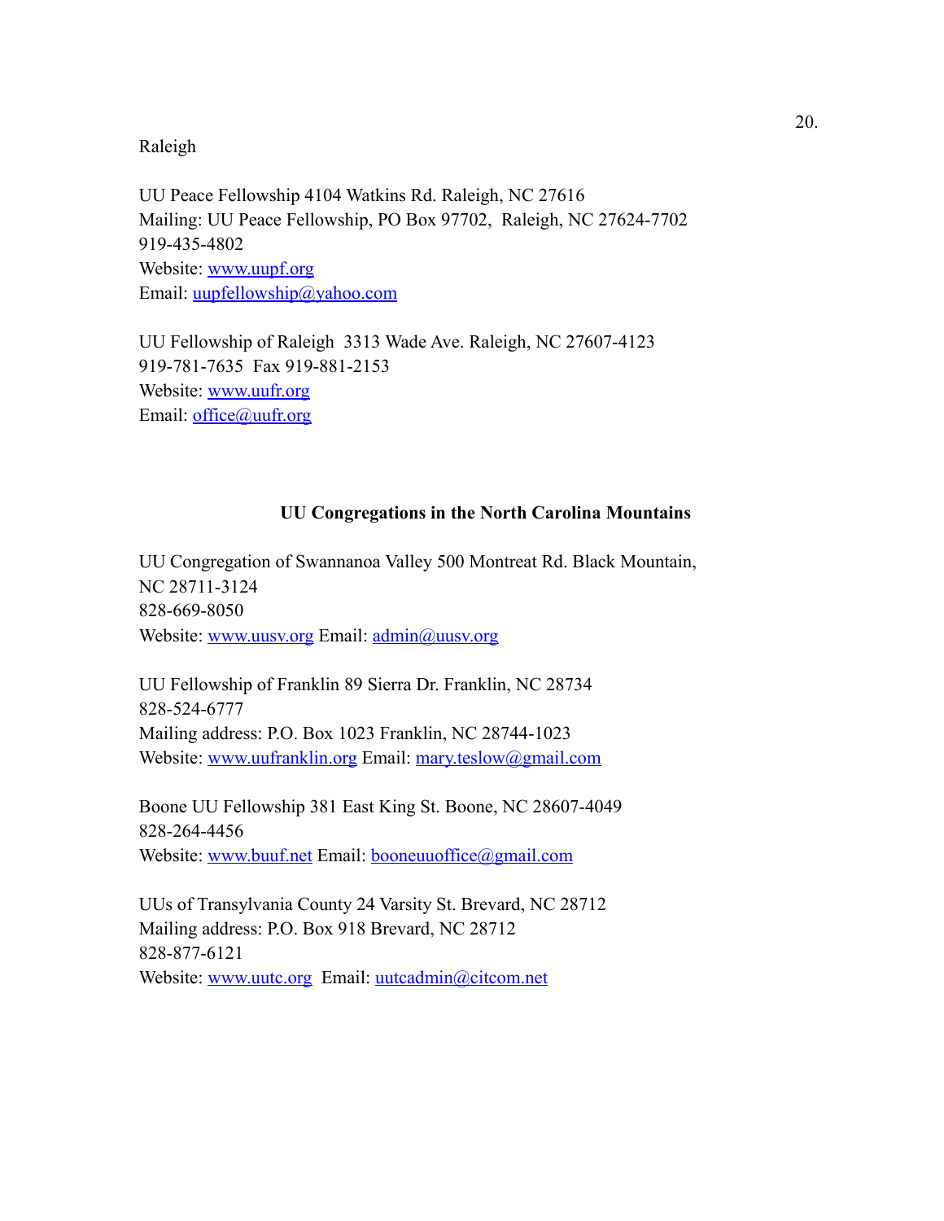Raleigh

UU Peace Fellowship 4104 Watkins Rd. Raleigh, NC 27616
Mailing: UU Peace Fellowship, PO Box 97702, Raleigh, NC 27624-7702
919-435-4802
Website: www.uupf.org
Email: uupfellowship@yahoo.com

UU Fellowship of Raleigh 3313 Wade Ave. Raleigh, NC 27607-4123
919-781-7635 Fax 919-881-2153
Website: www.uufr.org
Email: office@uufr.org

## UU Congregations in the North Carolina Mountains

UU Congregation of Swannanoa Valley 500 Montreat Rd. Black Mountain, NC 28711-3124
828-669-8050
Website: www.uusv.org Email: admin@uusv.org

UU Fellowship of Franklin 89 Sierra Dr. Franklin, NC 28734
828-524-6777
Mailing address: P.O. Box 1023 Franklin, NC 28744-1023
Website: www.uufranklin.org Email: mary.teslow@gmail.com

Boone UU Fellowship 381 East King St. Boone, NC 28607-4049
828-264-4456
Website: www.buuf.net Email: booneuuoffice@gmail.com

UUs of Transylvania County 24 Varsity St. Brevard, NC 28712
Mailing address: P.O. Box 918 Brevard, NC 28712
828-877-6121
Website: www.uutc.org Email: uutcadmin@citcom.net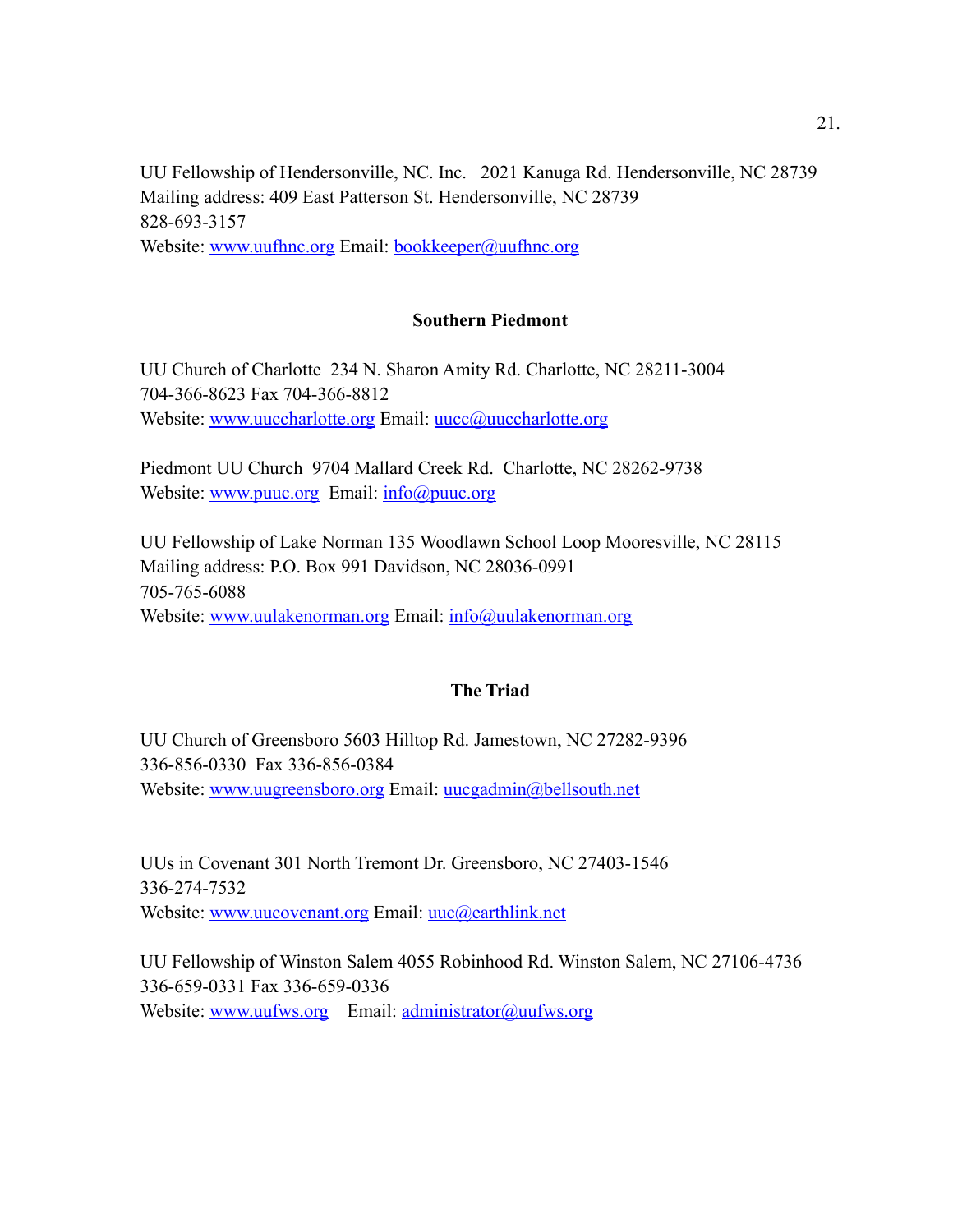UU Fellowship of Hendersonville, NC. Inc.   2021 Kanuga Rd. Hendersonville, NC 28739
Mailing address: 409 East Patterson St. Hendersonville, NC 28739
828-693-3157
Website: www.uufhnc.org Email: bookkeeper@uufhnc.org

## Southern Piedmont

UU Church of Charlotte  234 N. Sharon Amity Rd. Charlotte, NC 28211-3004
704-366-8623 Fax 704-366-8812
Website: www.uuccharlotte.org Email: uucc@uuccharlotte.org

Piedmont UU Church  9704 Mallard Creek Rd.  Charlotte, NC 28262-9738
Website: www.puuc.org  Email: info@puuc.org

UU Fellowship of Lake Norman 135 Woodlawn School Loop Mooresville, NC 28115
Mailing address: P.O. Box 991 Davidson, NC 28036-0991
705-765-6088
Website: www.uulakenorman.org Email: info@uulakenorman.org

## The Triad

UU Church of Greensboro 5603 Hilltop Rd. Jamestown, NC 27282-9396
336-856-0330  Fax 336-856-0384
Website: www.uugreensboro.org Email: uucgadmin@bellsouth.net

UUs in Covenant 301 North Tremont Dr. Greensboro, NC 27403-1546
336-274-7532
Website: www.uucovenant.org Email: uuc@earthlink.net

UU Fellowship of Winston Salem 4055 Robinhood Rd. Winston Salem, NC 27106-4736
336-659-0331 Fax 336-659-0336
Website: www.uufws.org    Email: administrator@uufws.org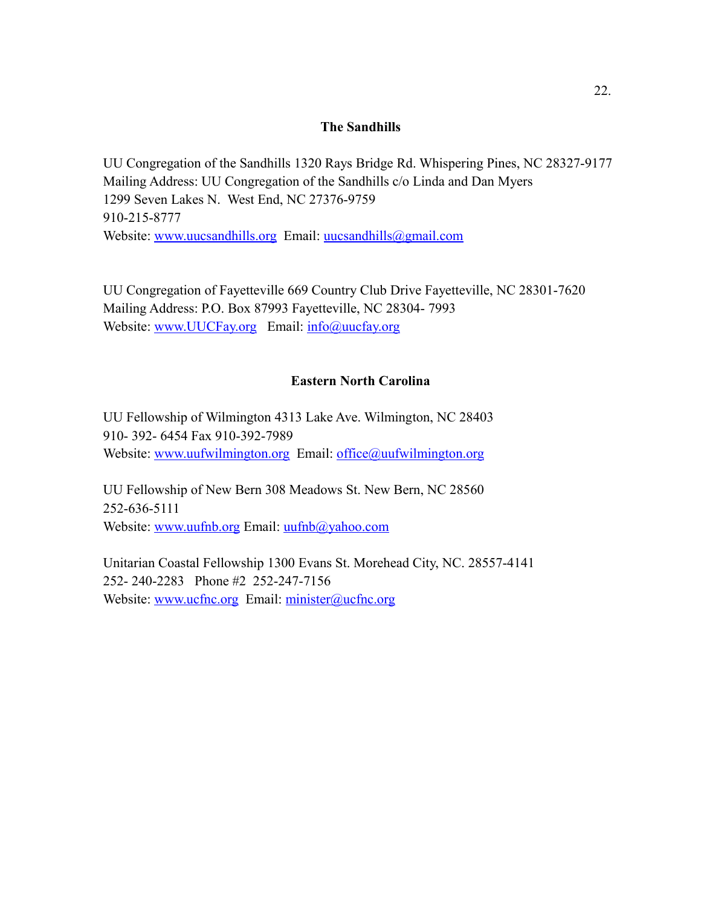## The Sandhills

UU Congregation of the Sandhills 1320 Rays Bridge Rd. Whispering Pines, NC 28327-9177
Mailing Address: UU Congregation of the Sandhills c/o Linda and Dan Myers
1299 Seven Lakes N. West End, NC 27376-9759
910-215-8777
Website: www.uucsandhills.org Email: uucsandhills@gmail.com

UU Congregation of Fayetteville 669 Country Club Drive Fayetteville, NC 28301-7620
Mailing Address: P.O. Box 87993 Fayetteville, NC 28304- 7993
Website: www.UUCFay.org Email: info@uucfay.org

## Eastern North Carolina

UU Fellowship of Wilmington 4313 Lake Ave. Wilmington, NC 28403
910- 392- 6454 Fax 910-392-7989
Website: www.uufwilmington.org Email: office@uufwilmington.org

UU Fellowship of New Bern 308 Meadows St. New Bern, NC 28560
252-636-5111
Website: www.uufnb.org Email: uufnb@yahoo.com

Unitarian Coastal Fellowship 1300 Evans St. Morehead City, NC. 28557-4141
252- 240-2283 Phone #2 252-247-7156
Website: www.ucfnc.org Email: minister@ucfnc.org